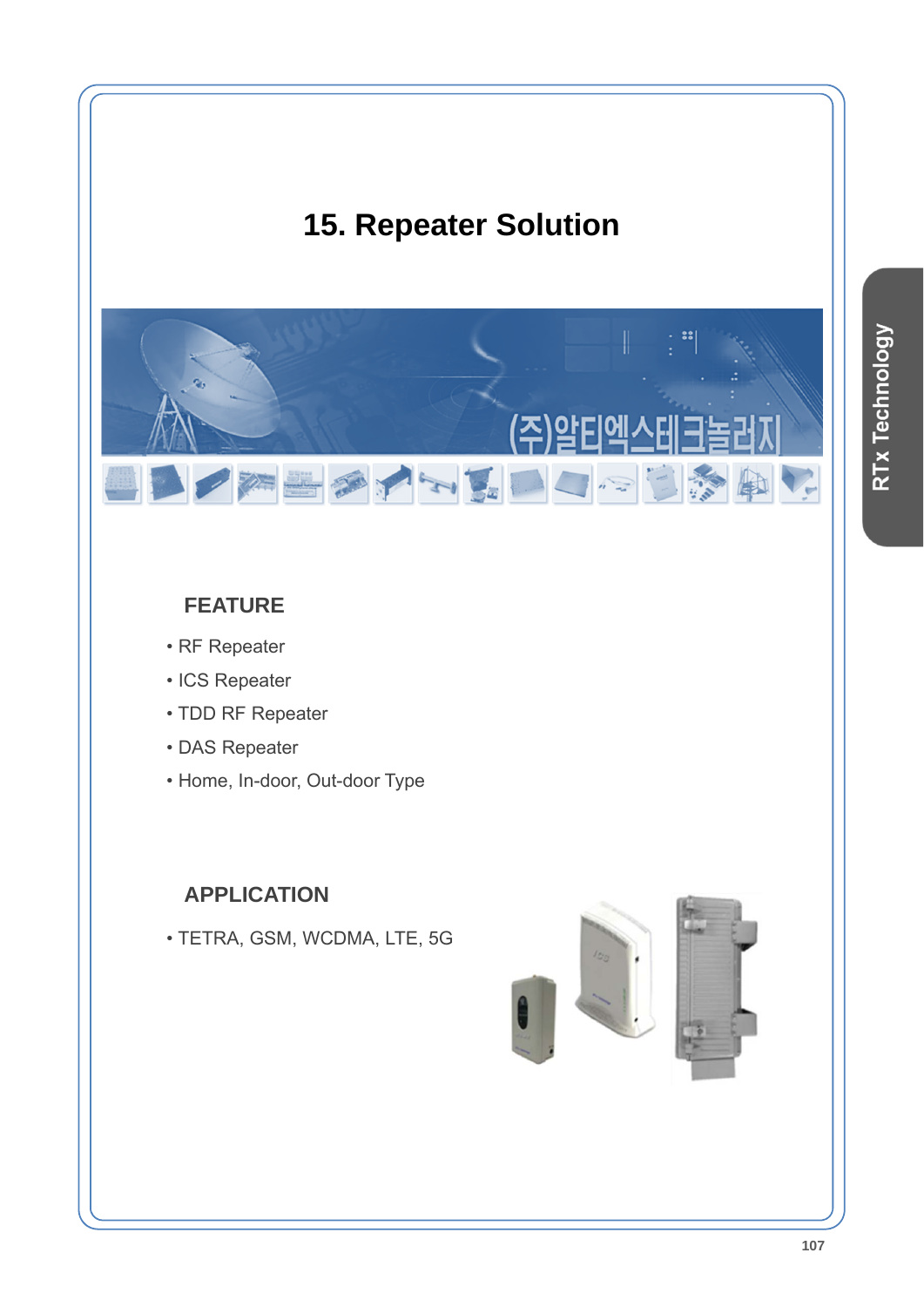# 15. Repeater Solution

## FEATURE

- RF Repeater
- ICS Repeater
- TDD RF Repeater
- DAS Repeater
- Home, In-door, Out-door Type

## APPLICATION

- TETRA, GSM, WCDMA, LTE, 5G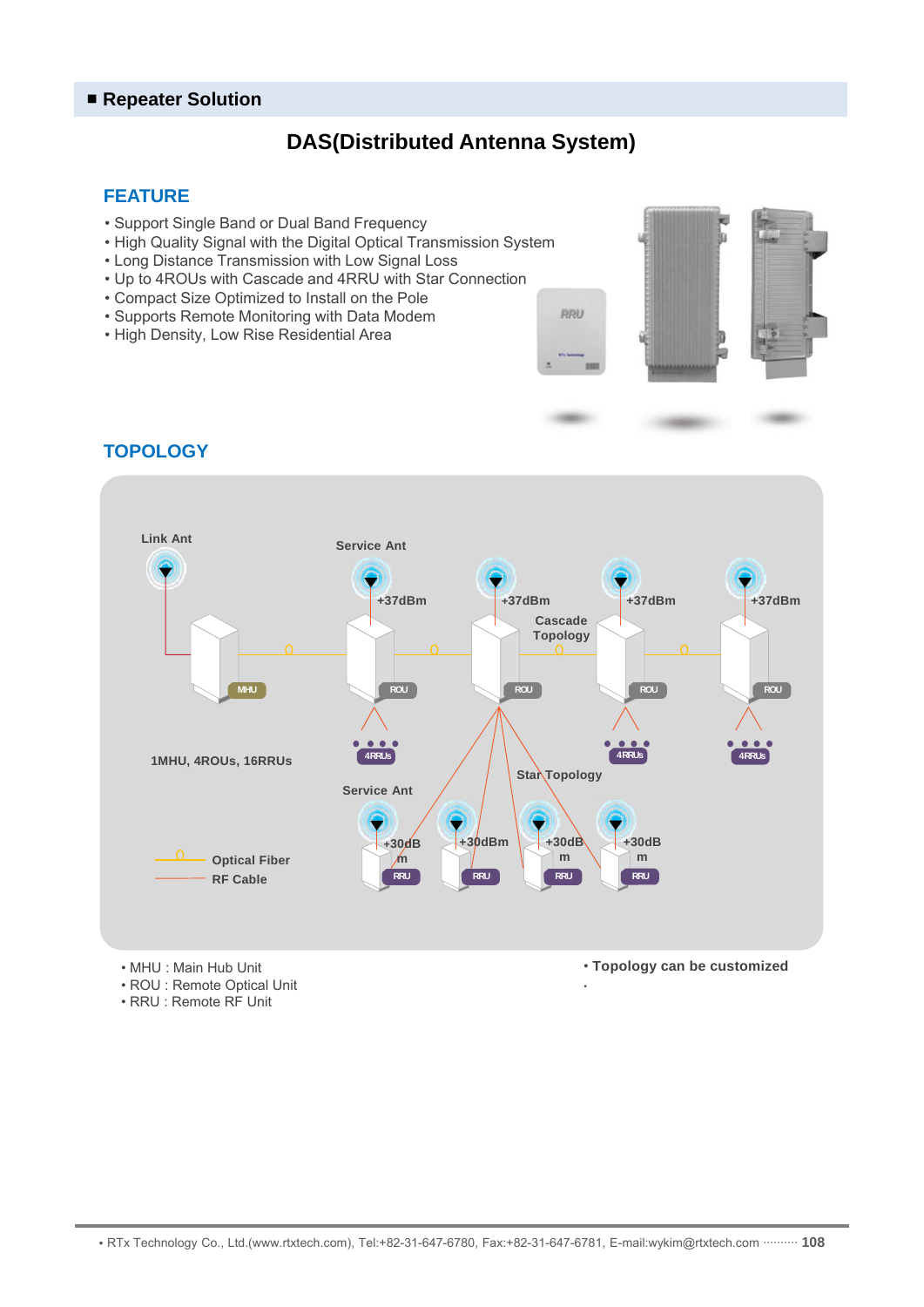## ■ Repeater Solution

# DAS(Distributed Antenna System)

## FEATURE

- Support Single Band or Dual Band Frequency
- High Quality Signal with the Digital Optical Transmission System
- Long Distance Transmission with Low Signal Loss
- Up to 4ROUs with Cascade and 4RRU with Star Connection
- Compact Size Optimized to Install on the Pole
- Supports Remote Monitoring with Data Modem
- High Density, Low Rise Residential Area

## TOPOLOGY

Link Ant

Service Ant

+37dBm

+37dBm

+37dBm

+37dBm

Cascade Topology

MHU

ROU

ROU

ROU

ROU

4RRUs

4RRUs

4RRUs

1MHU, 4ROUs, 16RRUs

Star Topology

Service Ant

+30dBm

+30dBm

+30dBm

+30dBm

RRU

RRU

RRU

RRU

Optical Fiber

RF Cable

- MHU : Main Hub Unit
- ROU : Remote Optical Unit
- RRU : Remote RF Unit

- **Topology can be customized**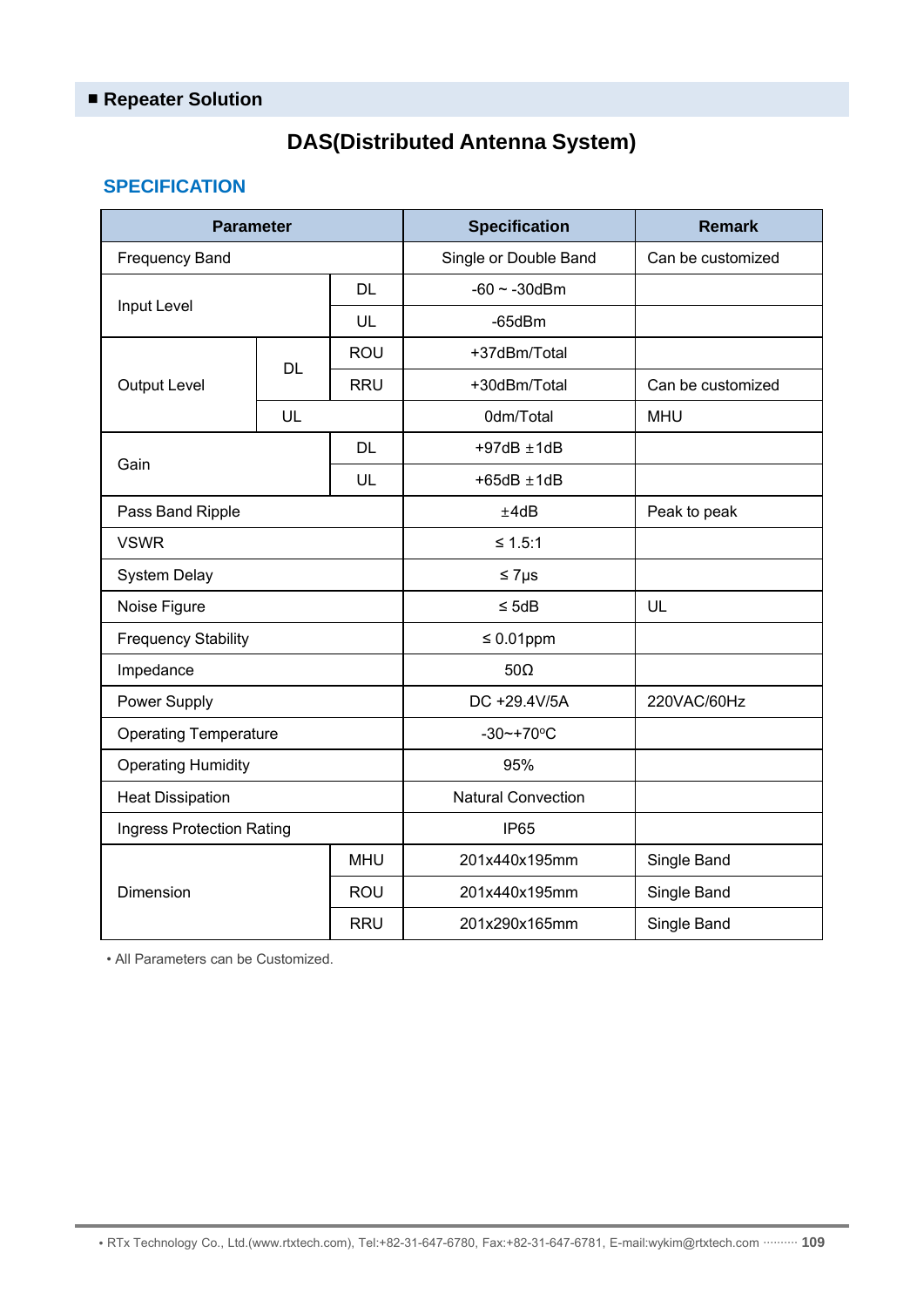## ■ Repeater Solution

# DAS(Distributed Antenna System)

### SPECIFICATION

| Parameter | | | Specification | Remark |
|---|---|---|---|---|
| Frequency Band | | | Single or Double Band | Can be customized |
| Input Level | | DL | -60 ~ -30dBm | |
| | | UL | -65dBm | |
| Output Level | DL | ROU | +37dBm/Total | |
| | | RRU | +30dBm/Total | Can be customized |
| | UL | | 0dm/Total | MHU |
| Gain | | DL | +97dB ±1dB | |
| | | UL | +65dB ±1dB | |
| Pass Band Ripple | | | ±4dB | Peak to peak |
| VSWR | | | ≤ 1.5:1 | |
| System Delay | | | ≤ 7μs | |
| Noise Figure | | | ≤ 5dB | UL |
| Frequency Stability | | | ≤ 0.01ppm | |
| Impedance | | | 50Ω | |
| Power Supply | | | DC +29.4V/5A | 220VAC/60Hz |
| Operating Temperature | | | -30~+70ºC | |
| Operating Humidity | | | 95% | |
| Heat Dissipation | | | Natural Convection | |
| Ingress Protection Rating | | | IP65 | |
| Dimension | | MHU | 201x440x195mm | Single Band |
| | | ROU | 201x440x195mm | Single Band |
| | | RRU | 201x290x165mm | Single Band |

• All Parameters can be Customized.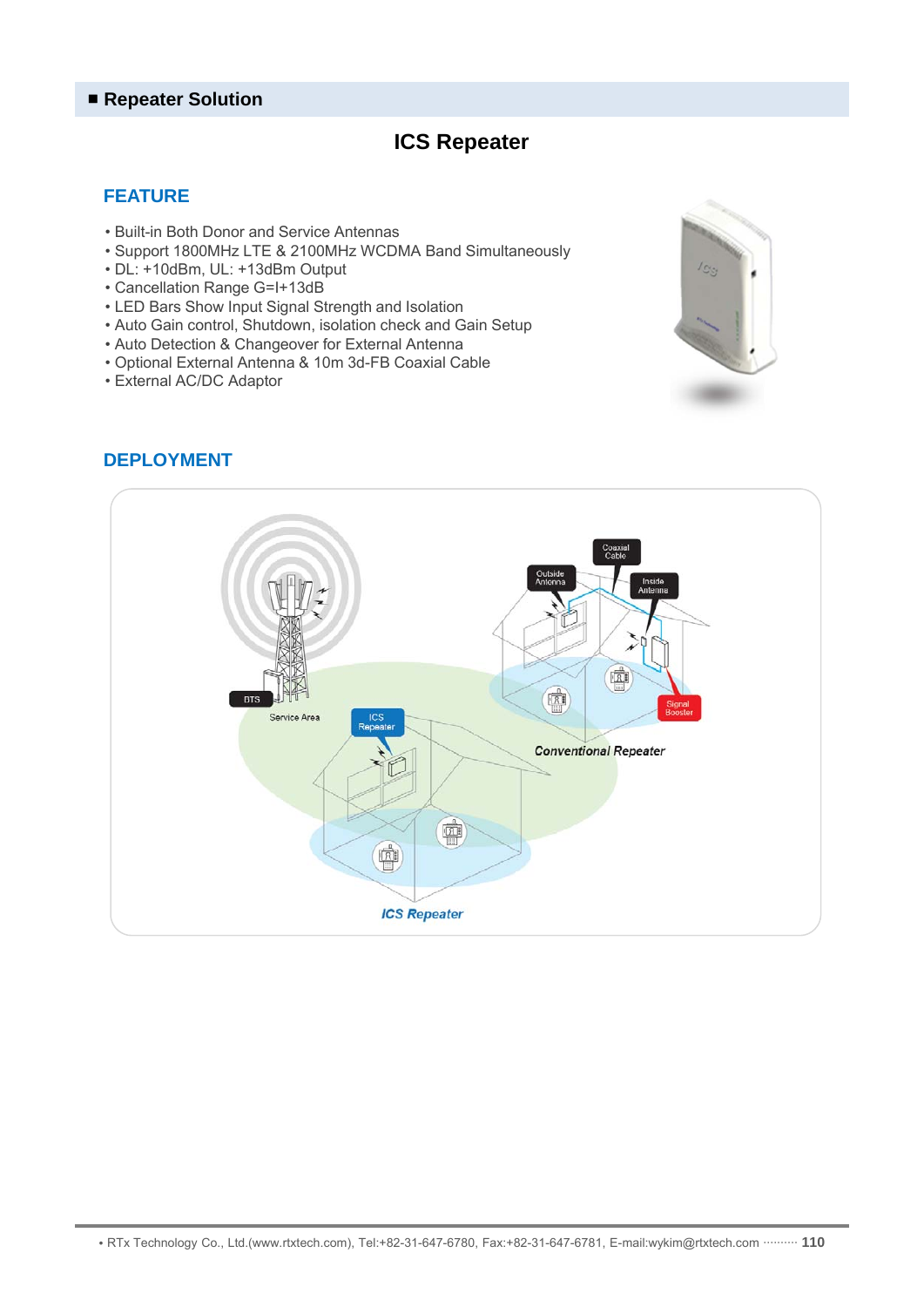## ■ Repeater Solution

# ICS Repeater

### FEATURE

- Built-in Both Donor and Service Antennas
- Support 1800MHz LTE & 2100MHz WCDMA Band Simultaneously
- DL: +10dBm, UL: +13dBm Output
- Cancellation Range G=I+13dB
- LED Bars Show Input Signal Strength and Isolation
- Auto Gain control, Shutdown, isolation check and Gain Setup
- Auto Detection & Changeover for External Antenna
- Optional External Antenna & 10m 3d-FB Coaxial Cable
- External AC/DC Adaptor

### DEPLOYMENT

BTS

Service Area

ICS Repeater

Coaxial Cable

Outside Antenna

Inside Antenna

Signal Booster

Conventional Repeater

ICS Repeater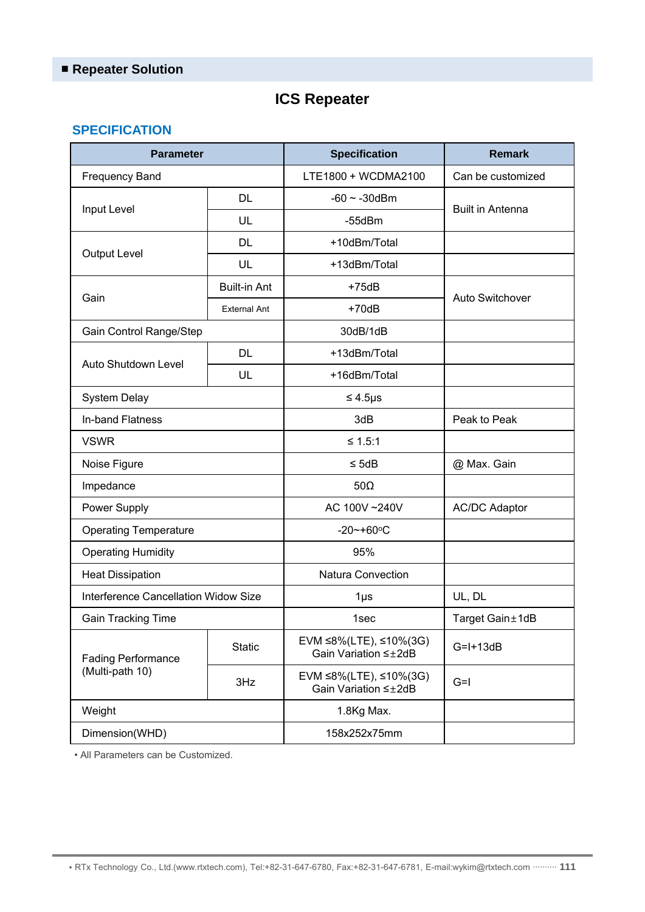## ■ Repeater Solution

# ICS Repeater

### SPECIFICATION

| Parameter | | Specification | Remark |
|---|---|---|---|
| Frequency Band | | LTE1800 + WCDMA2100 | Can be customized |
| Input Level | DL | -60 ~ -30dBm | Built in Antenna |
| | UL | -55dBm | |
| Output Level | DL | +10dBm/Total | |
| | UL | +13dBm/Total | |
| Gain | Built-in Ant | +75dB | Auto Switchover |
| | External Ant | +70dB | |
| Gain Control Range/Step | | 30dB/1dB | |
| Auto Shutdown Level | DL | +13dBm/Total | |
| | UL | +16dBm/Total | |
| System Delay | | ≤ 4.5μs | |
| In-band Flatness | | 3dB | Peak to Peak |
| VSWR | | ≤ 1.5:1 | |
| Noise Figure | | ≤ 5dB | @ Max. Gain |
| Impedance | | 50Ω | |
| Power Supply | | AC 100V ~240V | AC/DC Adaptor |
| Operating Temperature | | -20~+60°C | |
| Operating Humidity | | 95% | |
| Heat Dissipation | | Natura Convection | |
| Interference Cancellation Widow Size | | 1μs | UL, DL |
| Gain Tracking Time | | 1sec | Target Gain±1dB |
| Fading Performance (Multi-path 10) | Static | EVM ≤8%(LTE), ≤10%(3G) Gain Variation ≤±2dB | G=I+13dB |
| | 3Hz | EVM ≤8%(LTE), ≤10%(3G) Gain Variation ≤±2dB | G=I |
| Weight | | 1.8Kg Max. | |
| Dimension(WHD) | | 158x252x75mm | |

• All Parameters can be Customized.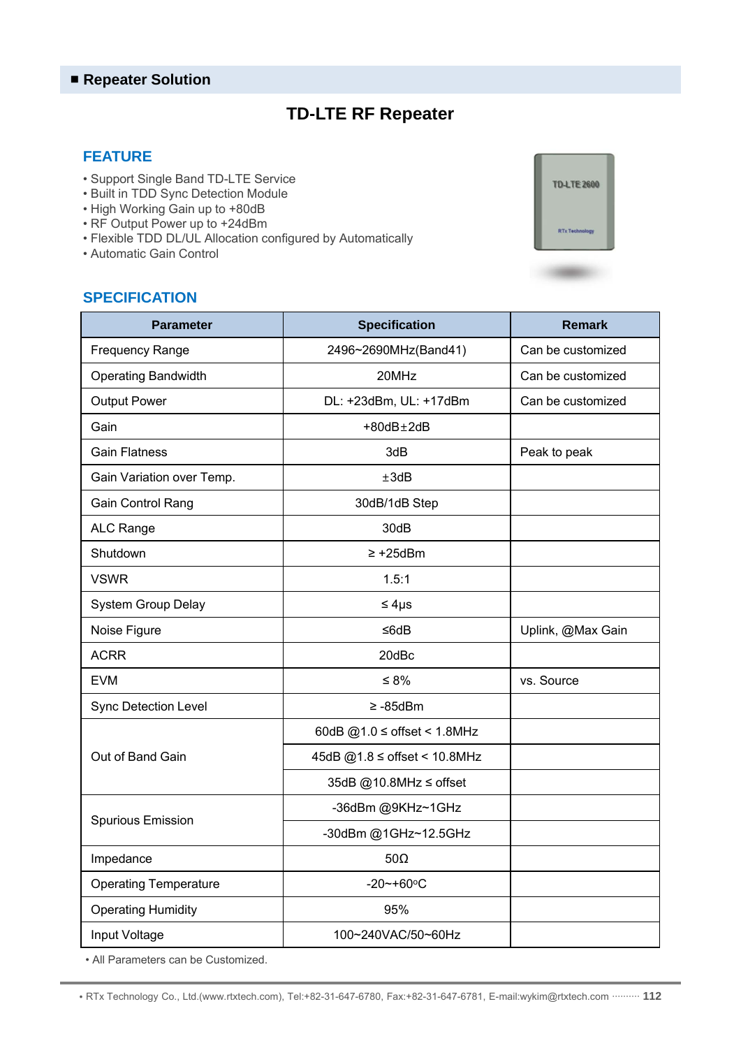## ■ Repeater Solution

# TD-LTE RF Repeater

### FEATURE

- Support Single Band TD-LTE Service
- Built in TDD Sync Detection Module
- High Working Gain up to +80dB
- RF Output Power up to +24dBm
- Flexible TDD DL/UL Allocation configured by Automatically
- Automatic Gain Control

### SPECIFICATION

| Parameter | Specification | Remark |
|---|---|---|
| Frequency Range | 2496~2690MHz(Band41) | Can be customized |
| Operating Bandwidth | 20MHz | Can be customized |
| Output Power | DL: +23dBm, UL: +17dBm | Can be customized |
| Gain | +80dB±2dB | |
| Gain Flatness | 3dB | Peak to peak |
| Gain Variation over Temp. | ±3dB | |
| Gain Control Rang | 30dB/1dB Step | |
| ALC Range | 30dB | |
| Shutdown | ≥ +25dBm | |
| VSWR | 1.5:1 | |
| System Group Delay | ≤ 4μs | |
| Noise Figure | ≤6dB | Uplink, @Max Gain |
| ACRR | 20dBc | |
| EVM | ≤ 8% | vs. Source |
| Sync Detection Level | ≥ -85dBm | |
| Out of Band Gain | 60dB @1.0 ≤ offset < 1.8MHz | |
| | 45dB @1.8 ≤ offset < 10.8MHz | |
| | 35dB @10.8MHz ≤ offset | |
| Spurious Emission | -36dBm @9KHz~1GHz | |
| | -30dBm @1GHz~12.5GHz | |
| Impedance | 50Ω | |
| Operating Temperature | -20~+60°C | |
| Operating Humidity | 95% | |
| Input Voltage | 100~240VAC/50~60Hz | |

- All Parameters can be Customized.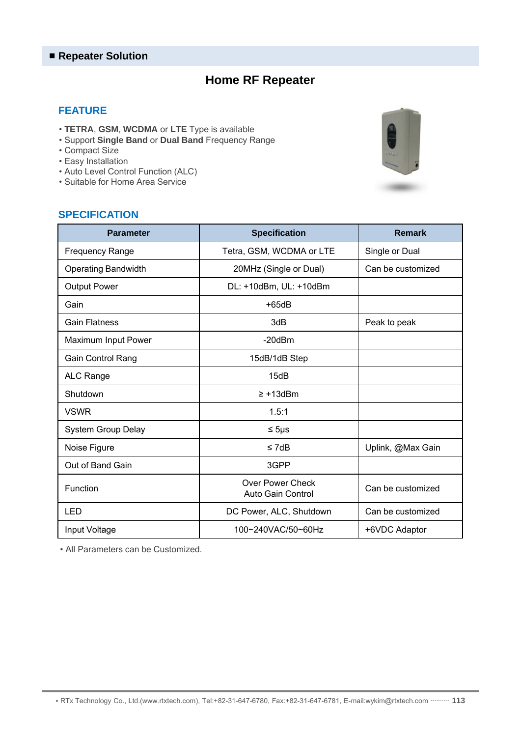## ■ Repeater Solution

# Home RF Repeater

### FEATURE

- **TETRA**, **GSM**, **WCDMA** or **LTE** Type is available
- Support **Single Band** or **Dual Band** Frequency Range
- Compact Size
- Easy Installation
- Auto Level Control Function (ALC)
- Suitable for Home Area Service

### SPECIFICATION

| Parameter | Specification | Remark |
|---|---|---|
| Frequency Range | Tetra, GSM, WCDMA or LTE | Single or Dual |
| Operating Bandwidth | 20MHz (Single or Dual) | Can be customized |
| Output Power | DL: +10dBm, UL: +10dBm | |
| Gain | +65dB | |
| Gain Flatness | 3dB | Peak to peak |
| Maximum Input Power | -20dBm | |
| Gain Control Rang | 15dB/1dB Step | |
| ALC Range | 15dB | |
| Shutdown | ≥ +13dBm | |
| VSWR | 1.5:1 | |
| System Group Delay | ≤ 5μs | |
| Noise Figure | ≤ 7dB | Uplink, @Max Gain |
| Out of Band Gain | 3GPP | |
| Function | Over Power Check<br>Auto Gain Control | Can be customized |
| LED | DC Power, ALC, Shutdown | Can be customized |
| Input Voltage | 100~240VAC/50~60Hz | +6VDC Adaptor |

- All Parameters can be Customized.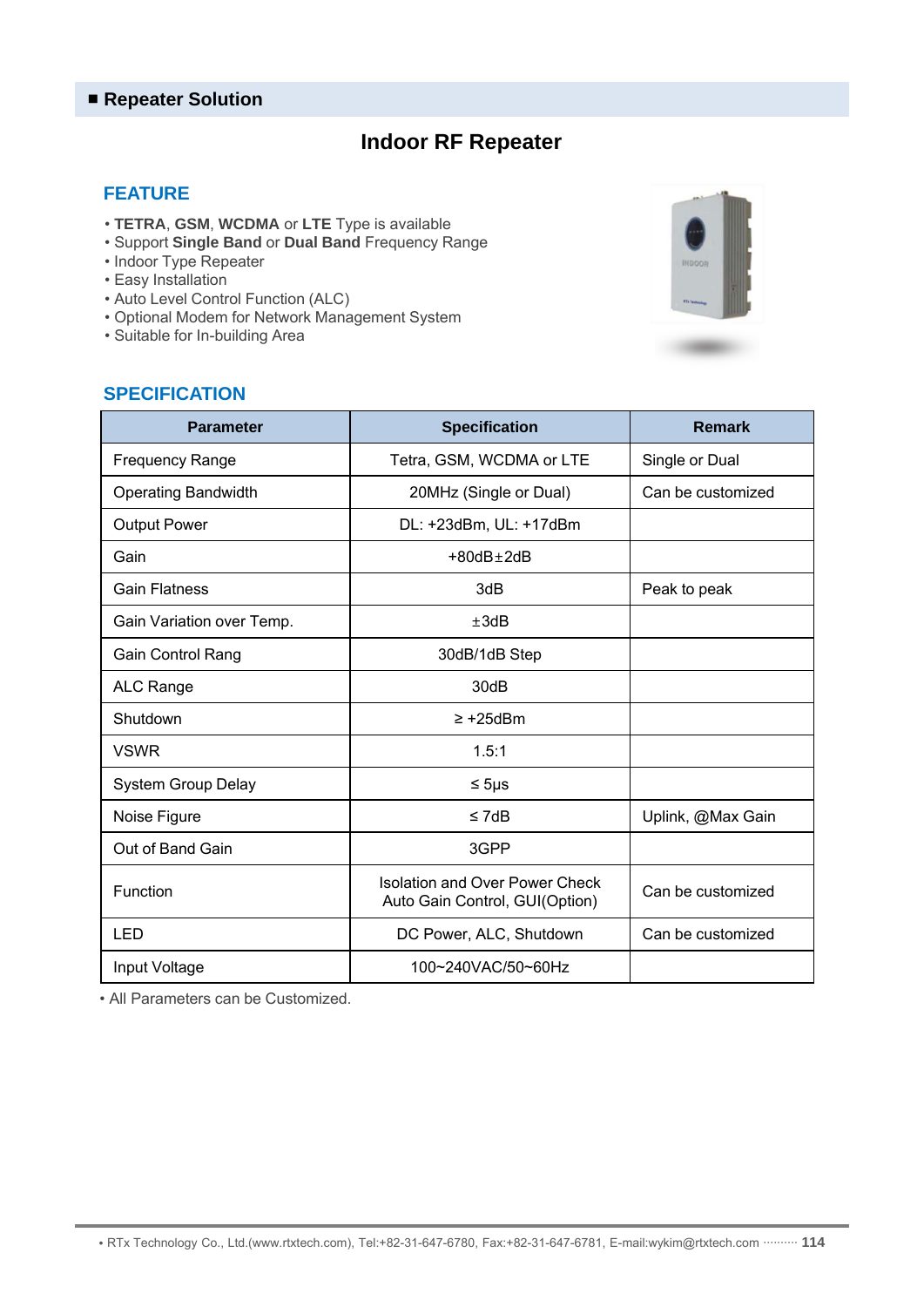## ■ Repeater Solution

# Indoor RF Repeater

### FEATURE

- **TETRA**, **GSM**, **WCDMA** or **LTE** Type is available
- Support **Single Band** or **Dual Band** Frequency Range
- Indoor Type Repeater
- Easy Installation
- Auto Level Control Function (ALC)
- Optional Modem for Network Management System
- Suitable for In-building Area

### SPECIFICATION

| Parameter | Specification | Remark |
|---|---|---|
| Frequency Range | Tetra, GSM, WCDMA or LTE | Single or Dual |
| Operating Bandwidth | 20MHz (Single or Dual) | Can be customized |
| Output Power | DL: +23dBm, UL: +17dBm | |
| Gain | +80dB±2dB | |
| Gain Flatness | 3dB | Peak to peak |
| Gain Variation over Temp. | ±3dB | |
| Gain Control Rang | 30dB/1dB Step | |
| ALC Range | 30dB | |
| Shutdown | ≥ +25dBm | |
| VSWR | 1.5:1 | |
| System Group Delay | ≤ 5μs | |
| Noise Figure | ≤ 7dB | Uplink, @Max Gain |
| Out of Band Gain | 3GPP | |
| Function | Isolation and Over Power Check<br>Auto Gain Control, GUI(Option) | Can be customized |
| LED | DC Power, ALC, Shutdown | Can be customized |
| Input Voltage | 100~240VAC/50~60Hz | |

- All Parameters can be Customized.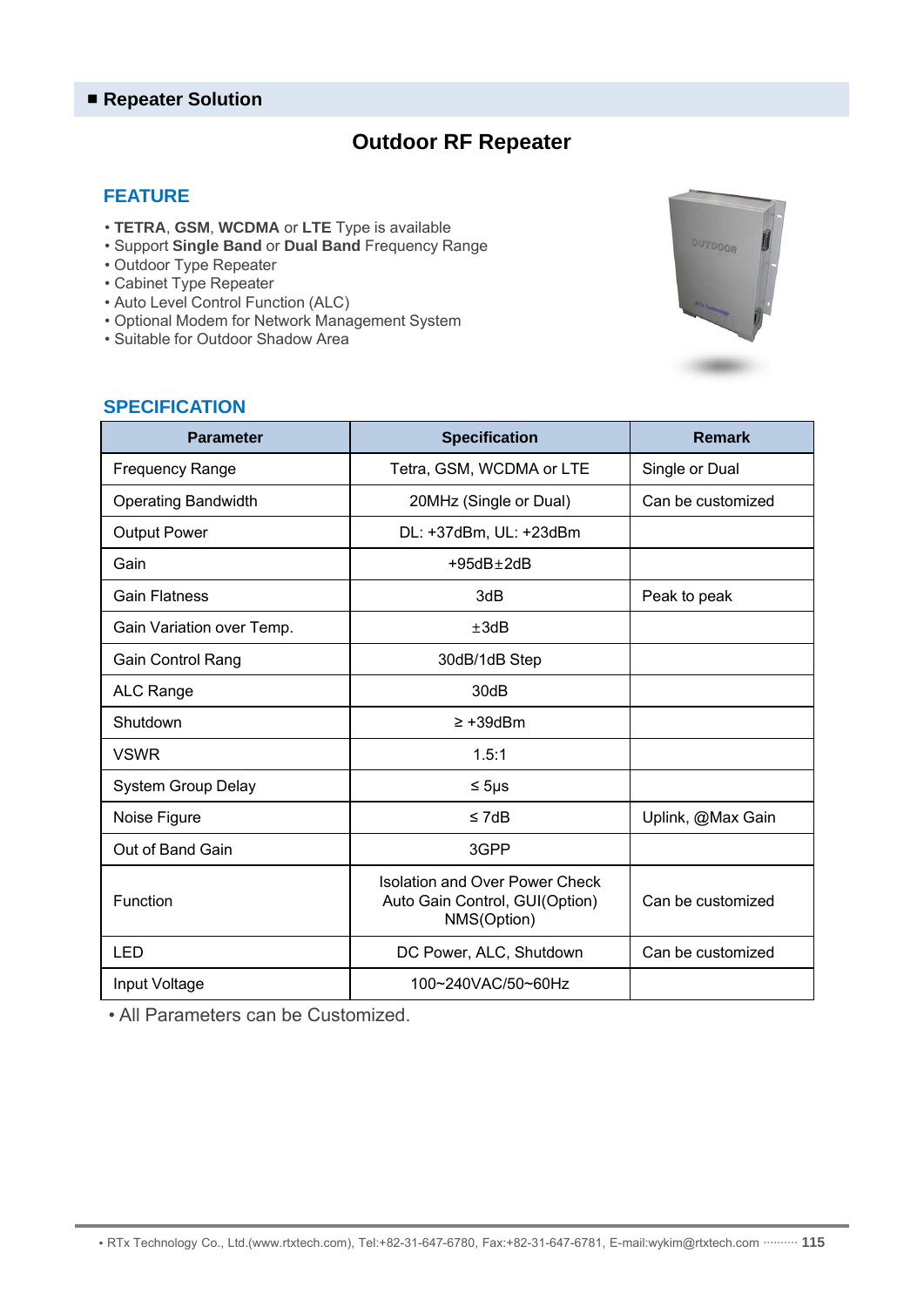## ■ Repeater Solution

# Outdoor RF Repeater

### FEATURE

- **TETRA**, **GSM**, **WCDMA** or **LTE** Type is available
- Support **Single Band** or **Dual Band** Frequency Range
- Outdoor Type Repeater
- Cabinet Type Repeater
- Auto Level Control Function (ALC)
- Optional Modem for Network Management System
- Suitable for Outdoor Shadow Area

### SPECIFICATION

| Parameter | Specification | Remark |
|---|---|---|
| Frequency Range | Tetra, GSM, WCDMA or LTE | Single or Dual |
| Operating Bandwidth | 20MHz (Single or Dual) | Can be customized |
| Output Power | DL: +37dBm, UL: +23dBm | |
| Gain | +95dB±2dB | |
| Gain Flatness | 3dB | Peak to peak |
| Gain Variation over Temp. | ±3dB | |
| Gain Control Rang | 30dB/1dB Step | |
| ALC Range | 30dB | |
| Shutdown | ≥ +39dBm | |
| VSWR | 1.5:1 | |
| System Group Delay | ≤ 5μs | |
| Noise Figure | ≤ 7dB | Uplink, @Max Gain |
| Out of Band Gain | 3GPP | |
| Function | Isolation and Over Power Check<br>Auto Gain Control, GUI(Option)<br>NMS(Option) | Can be customized |
| LED | DC Power, ALC, Shutdown | Can be customized |
| Input Voltage | 100~240VAC/50~60Hz | |

• All Parameters can be Customized.